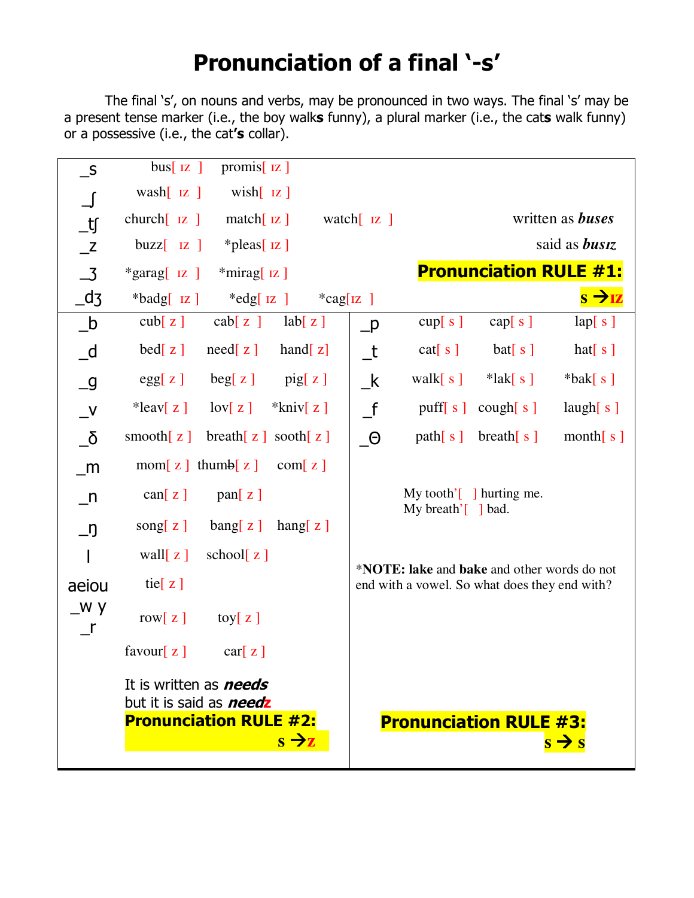# Pronunciation of a final '-s'

The final 's', on nouns and verbs, may be pronounced in two ways. The final 's' may be a present tense marker (i.e., the boy walk**s** funny), a plural marker (i.e., the cat**s** walk funny) or a possessive (i.e., the cat**'s** collar).

| | | | |
|---|---|---|---|
| _s | bus[ ɪz ] | promis[ ɪz ] | |
| _ʃ | wash[ ɪz ] | wish[ ɪz ] | |
| _ʧ | church[ ɪz ] | match[ ɪz ] | watch[ ɪz ] |
| _z | buzz[ ɪz ] | *pleas[ ɪz ] | |
| _ʒ | *garag[ ɪz ] | *mirag[ ɪz ] | |
| _ʤ | *badg[ ɪz ] | *edg[ ɪz ] | *cag[ɪz ] |

written as ***buses***

said as ***busɪz***

**Pronunciation RULE #1:**

**s → ɪz**

| | | | |
|---|---|---|---|
| _b | cub[ z ] | cab[ z ] | lab[ z ] |
| _d | bed[ z ] | need[ z ] | hand[ z] |
| _g | egg[ z ] | beg[ z ] | pig[ z ] |
| _v | *leav[ z ] | lov[ z ] | *kniv[ z ] |
| _ð | smooth[ z ] | breath[ z ] | sooth[ z ] |
| _m | mom[ z ] | thumb[ z ] | com[ z ] |
| _n | can[ z ] | pan[ z ] | |
| _ŋ | song[ z ] | bang[ z ] | hang[ z ] |
| l | wall[ z ] | school[ z ] | |
| aeiou | tie[ z ] | | |
| _w y | row[ z ] | toy[ z ] | |
| _r | favour[ z ] | car[ z ] | |

It is written as ***needs***
but it is said as ***needz***

**Pronunciation RULE #2:**

**s → z**

| | | | |
|---|---|---|---|
| _p | cup[ s ] | cap[ s ] | lap[ s ] |
| _t | cat[ s ] | bat[ s ] | hat[ s ] |
| _k | walk[ s ] | *lak[ s ] | *bak[ s ] |
| _f | puff[ s ] | cough[ s ] | laugh[ s ] |
| _Θ | path[ s ] | breath[ s ] | month[ s ] |

My tooth'[ ] hurting me.
My breath'[ ] bad.

*__NOTE:__ **lake** and **bake** and other words do not end with a vowel. So what does they end with?

**Pronunciation RULE #3:**

**s → s**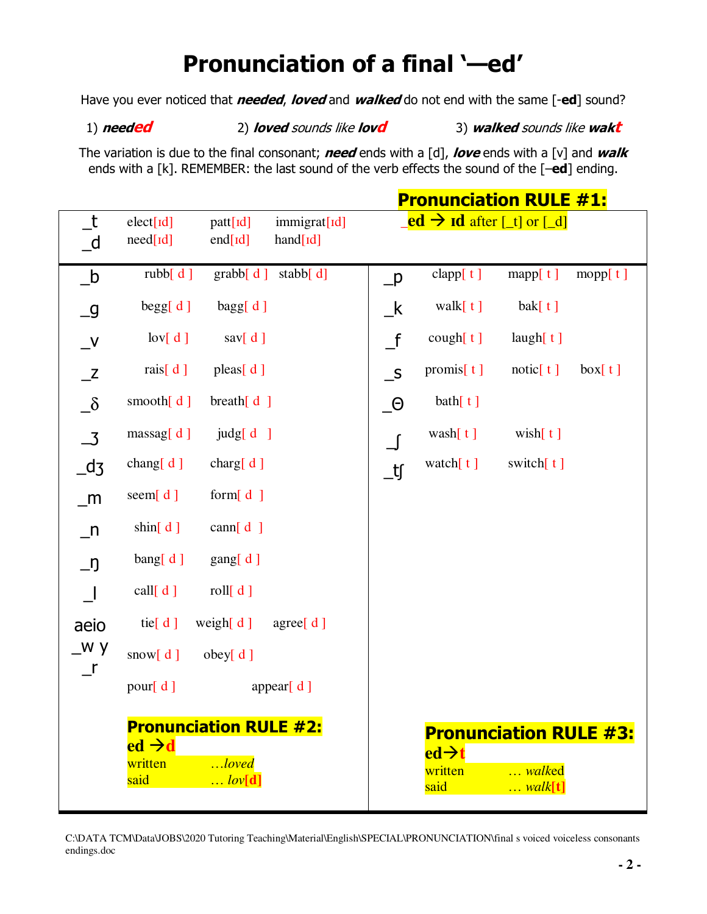# Pronunciation of a final '—ed'

Have you ever noticed that ***needed***, ***loved*** and ***walked*** do not end with the same [-**ed**] sound?

1) ***needed*** 2) ***loved*** *sounds like* ***lovd*** 3) ***walked*** *sounds like* ***wakt***

The variation is due to the final consonant; ***need*** ends with a [d], ***love*** ends with a [v] and ***walk*** ends with a [k]. REMEMBER: the last sound of the verb effects the sound of the [–**ed**] ending.

## Pronunciation RULE #1:

**_ed → ɪd** after [_t] or [_d]

| | | | |
|---|---|---|---|
| _t | elect[ɪd] | patt[ɪd] | immigrat[ɪd] |
| _d | need[ɪd] | end[ɪd] | hand[ɪd] |

| | | | | | | | |
|---|---|---|---|---|---|---|---|
| _b | rubb[ d ] | grabb[ d ] | stabb[ d] | _p | clapp[ t ] | mapp[ t ] | mopp[ t ] |
| _g | begg[ d ] | bagg[ d ] | | _k | walk[ t ] | bak[ t ] | |
| _v | lov[ d ] | sav[ d ] | | _f | cough[ t ] | laugh[ t ] | |
| _z | rais[ d ] | pleas[ d ] | | _s | promis[ t ] | notic[ t ] | box[ t ] |
| _δ | smooth[ d ] | breath[ d ] | | _Θ | bath[ t ] | | |
| _ʒ | massag[ d ] | judg[ d ] | | _ʃ | wash[ t ] | wish[ t ] | |
| _dʒ | chang[ d ] | charg[ d ] | | _tʃ | watch[ t ] | switch[ t ] | |
| _m | seem[ d ] | form[ d ] | | | | | |
| _n | shin[ d ] | cann[ d ] | | | | | |
| _ŋ | bang[ d ] | gang[ d ] | | | | | |
| _l | call[ d ] | roll[ d ] | | | | | |
| aeio | tie[ d ] | weigh[ d ] | agree[ d ] | | | | |
| _w y | snow[ d ] | obey[ d ] | | | | | |
| _r | pour[ d ] | appear[ d ] | | | | | |

## Pronunciation RULE #2:

**ed → d**

written …*loved*
said … *lov*[**d**]

## Pronunciation RULE #3:

**ed→t**

written … *walked*
said … *walk*[**t**]

C:\DATA TCM\Data\JOBS\2020 Tutoring Teaching\Material\English\SPECIAL\PRONUNCIATION\final s voiced voiceless consonants endings.doc